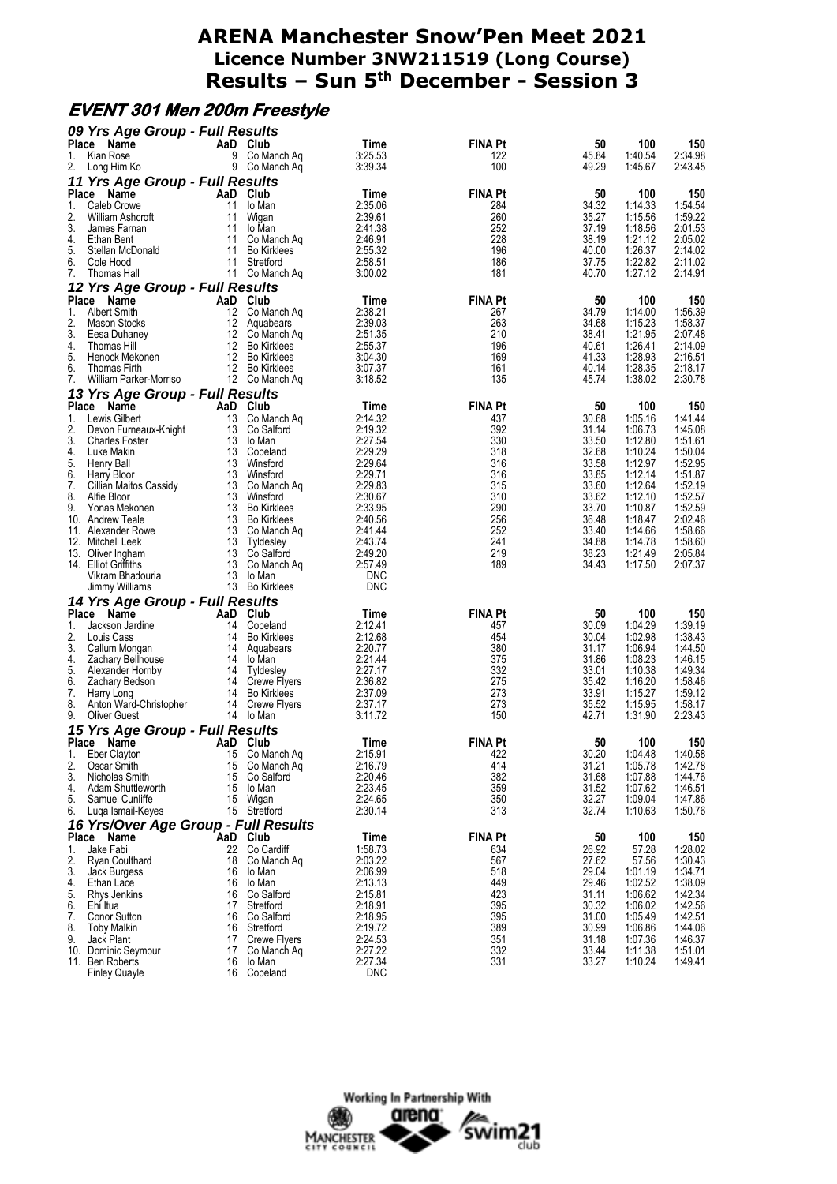# ARENA Manchester Snow'Pen Meet 2021
## Licence Number 3NW211519 (Long Course)
## Results – Sun 5th December - Session 3

### EVENT 301 Men 200m Freestyle

#### 09 Yrs Age Group - Full Results

| Place | Name | AaD | Club | Time | FINA Pt | 50 | 100 | 150 |
|---|---|---|---|---|---|---|---|---|
| 1. | Kian Rose | 9 | Co Manch Aq | 3:25.53 | 122 | 45.84 | 1:40.54 | 2:34.98 |
| 2. | Long Him Ko | 9 | Co Manch Aq | 3:39.34 | 100 | 49.29 | 1:45.67 | 2:43.45 |

#### 11 Yrs Age Group - Full Results

| Place | Name | AaD | Club | Time | FINA Pt | 50 | 100 | 150 |
|---|---|---|---|---|---|---|---|---|
| 1. | Caleb Crowe | 11 | Io Man | 2:35.06 | 284 | 34.32 | 1:14.33 | 1:54.54 |
| 2. | William Ashcroft | 11 | Wigan | 2:39.61 | 260 | 35.27 | 1:15.56 | 1:59.22 |
| 3. | James Farnan | 11 | Io Man | 2:41.38 | 252 | 37.19 | 1:18.56 | 2:01.53 |
| 4. | Ethan Bent | 11 | Co Manch Aq | 2:46.91 | 228 | 38.19 | 1:21.12 | 2:05.02 |
| 5. | Stellan McDonald | 11 | Bo Kirklees | 2:55.32 | 196 | 40.00 | 1:26.37 | 2:14.02 |
| 6. | Cole Hood | 11 | Stretford | 2:58.51 | 186 | 37.75 | 1:22.82 | 2:11.02 |
| 7. | Thomas Hall | 11 | Co Manch Aq | 3:00.02 | 181 | 40.70 | 1:27.12 | 2:14.91 |

#### 12 Yrs Age Group - Full Results

| Place | Name | AaD | Club | Time | FINA Pt | 50 | 100 | 150 |
|---|---|---|---|---|---|---|---|---|
| 1. | Albert Smith | 12 | Co Manch Aq | 2:38.21 | 267 | 34.79 | 1:14.00 | 1:56.39 |
| 2. | Mason Stocks | 12 | Aquabears | 2:39.03 | 263 | 34.68 | 1:15.23 | 1:58.37 |
| 3. | Eesa Duhaney | 12 | Co Manch Aq | 2:51.35 | 210 | 38.41 | 1:21.95 | 2:07.48 |
| 4. | Thomas Hill | 12 | Bo Kirklees | 2:55.37 | 196 | 40.61 | 1:26.41 | 2:14.09 |
| 5. | Henock Mekonen | 12 | Bo Kirklees | 3:04.30 | 169 | 41.33 | 1:28.93 | 2:16.51 |
| 6. | Thomas Firth | 12 | Bo Kirklees | 3:07.37 | 161 | 40.14 | 1:28.35 | 2:18.17 |
| 7. | William Parker-Morriso | 12 | Co Manch Aq | 3:18.52 | 135 | 45.74 | 1:38.02 | 2:30.78 |

#### 13 Yrs Age Group - Full Results

| Place | Name | AaD | Club | Time | FINA Pt | 50 | 100 | 150 |
|---|---|---|---|---|---|---|---|---|
| 1. | Lewis Gilbert | 13 | Co Manch Aq | 2:14.32 | 437 | 30.68 | 1:05.16 | 1:41.44 |
| 2. | Devon Furneaux-Knight | 13 | Co Salford | 2:19.32 | 392 | 31.14 | 1:06.73 | 1:45.08 |
| 3. | Charles Foster | 13 | Io Man | 2:27.54 | 330 | 33.50 | 1:12.80 | 1:51.61 |
| 4. | Luke Makin | 13 | Copeland | 2:29.29 | 318 | 32.68 | 1:10.24 | 1:50.04 |
| 5. | Henry Ball | 13 | Winsford | 2:29.64 | 316 | 33.58 | 1:12.97 | 1:52.95 |
| 6. | Harry Bloor | 13 | Winsford | 2:29.71 | 316 | 33.85 | 1:12.14 | 1:51.87 |
| 7. | Cillian Maitos Cassidy | 13 | Co Manch Aq | 2:29.83 | 315 | 33.60 | 1:12.64 | 1:52.19 |
| 8. | Alfie Bloor | 13 | Winsford | 2:30.67 | 310 | 33.62 | 1:12.10 | 1:52.57 |
| 9. | Yonas Mekonen | 13 | Bo Kirklees | 2:33.95 | 290 | 33.70 | 1:10.87 | 1:52.59 |
| 10. | Andrew Teale | 13 | Bo Kirklees | 2:40.56 | 256 | 36.48 | 1:18.47 | 2:02.46 |
| 11. | Alexander Rowe | 13 | Co Manch Aq | 2:41.44 | 252 | 33.40 | 1:14.66 | 1:58.66 |
| 12. | Mitchell Leek | 13 | Tyldesley | 2:43.74 | 241 | 34.88 | 1:14.78 | 1:58.60 |
| 13. | Oliver Ingham | 13 | Co Salford | 2:49.20 | 219 | 38.23 | 1:21.49 | 2:05.84 |
| 14. | Elliot Griffiths | 13 | Co Manch Aq | 2:57.49 | 189 | 34.43 | 1:17.50 | 2:07.37 |
| | Vikram Bhadouria | 13 | Io Man | DNC | | | | |
| | Jimmy Williams | 13 | Bo Kirklees | DNC | | | | |

#### 14 Yrs Age Group - Full Results

| Place | Name | AaD | Club | Time | FINA Pt | 50 | 100 | 150 |
|---|---|---|---|---|---|---|---|---|
| 1. | Jackson Jardine | 14 | Copeland | 2:12.41 | 457 | 30.09 | 1:04.29 | 1:39.19 |
| 2. | Louis Cass | 14 | Bo Kirklees | 2:12.68 | 454 | 30.04 | 1:02.98 | 1:38.43 |
| 3. | Callum Mongan | 14 | Aquabears | 2:20.77 | 380 | 31.17 | 1:06.94 | 1:44.50 |
| 4. | Zachary Bellhouse | 14 | Io Man | 2:21.44 | 375 | 31.86 | 1:08.23 | 1:46.15 |
| 5. | Alexander Hornby | 14 | Tyldesley | 2:27.17 | 332 | 33.01 | 1:10.38 | 1:49.34 |
| 6. | Zachary Bedson | 14 | Crewe Flyers | 2:36.82 | 275 | 35.42 | 1:16.20 | 1:58.46 |
| 7. | Harry Long | 14 | Bo Kirklees | 2:37.09 | 273 | 33.91 | 1:15.27 | 1:59.12 |
| 8. | Anton Ward-Christopher | 14 | Crewe Flyers | 2:37.17 | 273 | 35.52 | 1:15.95 | 1:58.17 |
| 9. | Oliver Guest | 14 | Io Man | 3:11.72 | 150 | 42.71 | 1:31.90 | 2:23.43 |

#### 15 Yrs Age Group - Full Results

| Place | Name | AaD | Club | Time | FINA Pt | 50 | 100 | 150 |
|---|---|---|---|---|---|---|---|---|
| 1. | Eber Clayton | 15 | Co Manch Aq | 2:15.91 | 422 | 30.20 | 1:04.48 | 1:40.58 |
| 2. | Oscar Smith | 15 | Co Manch Aq | 2:16.79 | 414 | 31.21 | 1:05.78 | 1:42.78 |
| 3. | Nicholas Smith | 15 | Co Salford | 2:20.46 | 382 | 31.68 | 1:07.88 | 1:44.76 |
| 4. | Adam Shuttleworth | 15 | Io Man | 2:23.45 | 359 | 31.52 | 1:07.62 | 1:46.51 |
| 5. | Samuel Cunliffe | 15 | Wigan | 2:24.65 | 350 | 32.27 | 1:09.04 | 1:47.86 |
| 6. | Luqa Ismail-Keyes | 15 | Stretford | 2:30.14 | 313 | 32.74 | 1:10.63 | 1:50.76 |

#### 16 Yrs/Over Age Group - Full Results

| Place | Name | AaD | Club | Time | FINA Pt | 50 | 100 | 150 |
|---|---|---|---|---|---|---|---|---|
| 1. | Jake Fabi | 22 | Co Cardiff | 1:58.73 | 634 | 26.92 | 57.28 | 1:28.02 |
| 2. | Ryan Coulthard | 18 | Co Manch Aq | 2:03.22 | 567 | 27.62 | 57.56 | 1:30.43 |
| 3. | Jack Burgess | 16 | Io Man | 2:06.99 | 518 | 29.04 | 1:01.19 | 1:34.71 |
| 4. | Ethan Lace | 16 | Io Man | 2:13.13 | 449 | 29.46 | 1:02.52 | 1:38.09 |
| 5. | Rhys Jenkins | 16 | Co Salford | 2:15.81 | 423 | 31.11 | 1:06.62 | 1:42.34 |
| 6. | Ehi Itua | 17 | Stretford | 2:18.91 | 395 | 30.32 | 1:06.02 | 1:42.56 |
| 7. | Conor Sutton | 16 | Co Salford | 2:18.95 | 395 | 31.00 | 1:05.49 | 1:42.51 |
| 8. | Toby Malkin | 16 | Stretford | 2:19.72 | 389 | 30.99 | 1:06.86 | 1:44.06 |
| 9. | Jack Plant | 17 | Crewe Flyers | 2:24.53 | 351 | 31.18 | 1:07.36 | 1:46.37 |
| 10. | Dominic Seymour | 17 | Co Manch Aq | 2:27.22 | 332 | 33.44 | 1:11.38 | 1:51.01 |
| 11. | Ben Roberts | 16 | Io Man | 2:27.34 | 331 | 33.27 | 1:10.24 | 1:49.41 |
| | Finley Quayle | 16 | Copeland | DNC | | | | |

Working In Partnership With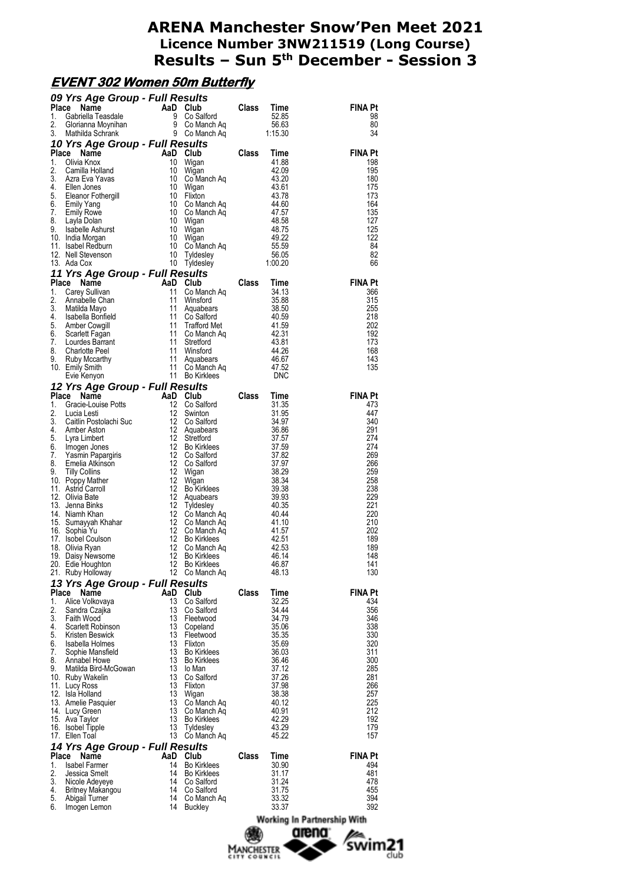# ARENA Manchester Snow'Pen Meet 2021

## Licence Number 3NW211519 (Long Course)

## Results – Sun 5th December - Session 3

### *EVENT 302 Women 50m Butterfly*

#### *09 Yrs Age Group - Full Results*

| Place | Name | AaD | Club | Class | Time | FINA Pt |
|---|---|---|---|---|---|---|
| 1. | Gabriella Teasdale | 9 | Co Salford | | 52.85 | 98 |
| 2. | Glorianna Moynihan | 9 | Co Manch Aq | | 56.63 | 80 |
| 3. | Mathilda Schrank | 9 | Co Manch Aq | | 1:15.30 | 34 |

#### *10 Yrs Age Group - Full Results*

| Place | Name | AaD | Club | Class | Time | FINA Pt |
|---|---|---|---|---|---|---|
| 1. | Olivia Knox | 10 | Wigan | | 41.88 | 198 |
| 2. | Camilla Holland | 10 | Wigan | | 42.09 | 195 |
| 3. | Azra Eva Yavas | 10 | Co Manch Aq | | 43.20 | 180 |
| 4. | Ellen Jones | 10 | Wigan | | 43.61 | 175 |
| 5. | Eleanor Fothergill | 10 | Flixton | | 43.78 | 173 |
| 6. | Emily Yang | 10 | Co Manch Aq | | 44.60 | 164 |
| 7. | Emily Rowe | 10 | Co Manch Aq | | 47.57 | 135 |
| 8. | Layla Dolan | 10 | Wigan | | 48.58 | 127 |
| 9. | Isabelle Ashurst | 10 | Wigan | | 48.75 | 125 |
| 10. | India Morgan | 10 | Wigan | | 49.22 | 122 |
| 11. | Isabel Redburn | 10 | Co Manch Aq | | 55.59 | 84 |
| 12. | Nell Stevenson | 10 | Tyldesley | | 56.05 | 82 |
| 13. | Ada Cox | 10 | Tyldesley | | 1:00.20 | 66 |

#### *11 Yrs Age Group - Full Results*

| Place | Name | AaD | Club | Class | Time | FINA Pt |
|---|---|---|---|---|---|---|
| 1. | Carey Sullivan | 11 | Co Manch Aq | | 34.13 | 366 |
| 2. | Annabelle Chan | 11 | Winsford | | 35.88 | 315 |
| 3. | Matilda Mayo | 11 | Aquabears | | 38.50 | 255 |
| 4. | Isabella Bonfield | 11 | Co Salford | | 40.59 | 218 |
| 5. | Amber Cowgill | 11 | Trafford Met | | 41.59 | 202 |
| 6. | Scarlett Fagan | 11 | Co Manch Aq | | 42.31 | 192 |
| 7. | Lourdes Barrant | 11 | Stretford | | 43.81 | 173 |
| 8. | Charlotte Peel | 11 | Winsford | | 44.26 | 168 |
| 9. | Ruby Mccarthy | 11 | Aquabears | | 46.67 | 143 |
| 10. | Emily Smith | 11 | Co Manch Aq | | 47.52 | 135 |
| | Evie Kenyon | 11 | Bo Kirklees | | DNC | |

#### *12 Yrs Age Group - Full Results*

| Place | Name | AaD | Club | Class | Time | FINA Pt |
|---|---|---|---|---|---|---|
| 1. | Gracie-Louise Potts | 12 | Co Salford | | 31.35 | 473 |
| 2. | Lucia Lesti | 12 | Swinton | | 31.95 | 447 |
| 3. | Caitlin Postolachi Suc | 12 | Co Salford | | 34.97 | 340 |
| 4. | Amber Aston | 12 | Aquabears | | 36.86 | 291 |
| 5. | Lyra Limbert | 12 | Stretford | | 37.57 | 274 |
| 6. | Imogen Jones | 12 | Bo Kirklees | | 37.59 | 274 |
| 7. | Yasmin Papargiris | 12 | Co Salford | | 37.82 | 269 |
| 8. | Emelia Atkinson | 12 | Co Salford | | 37.97 | 266 |
| 9. | Tilly Collins | 12 | Wigan | | 38.29 | 259 |
| 10. | Poppy Mather | 12 | Wigan | | 38.34 | 258 |
| 11. | Astrid Carroll | 12 | Bo Kirklees | | 39.38 | 238 |
| 12. | Olivia Bate | 12 | Aquabears | | 39.93 | 229 |
| 13. | Jenna Binks | 12 | Tyldesley | | 40.35 | 221 |
| 14. | Niamh Khan | 12 | Co Manch Aq | | 40.44 | 220 |
| 15. | Sumayyah Khahar | 12 | Co Manch Aq | | 41.10 | 210 |
| 16. | Sophia Yu | 12 | Co Manch Aq | | 41.57 | 202 |
| 17. | Isobel Coulson | 12 | Bo Kirklees | | 42.51 | 189 |
| 18. | Olivia Ryan | 12 | Co Manch Aq | | 42.53 | 189 |
| 19. | Daisy Newsome | 12 | Bo Kirklees | | 46.14 | 148 |
| 20. | Edie Houghton | 12 | Bo Kirklees | | 46.87 | 141 |
| 21. | Ruby Holloway | 12 | Co Manch Aq | | 48.13 | 130 |

#### *13 Yrs Age Group - Full Results*

| Place | Name | AaD | Club | Class | Time | FINA Pt |
|---|---|---|---|---|---|---|
| 1. | Alice Volkovaya | 13 | Co Salford | | 32.25 | 434 |
| 2. | Sandra Czajka | 13 | Co Salford | | 34.44 | 356 |
| 3. | Faith Wood | 13 | Fleetwood | | 34.79 | 346 |
| 4. | Scarlett Robinson | 13 | Copeland | | 35.06 | 338 |
| 5. | Kristen Beswick | 13 | Fleetwood | | 35.35 | 330 |
| 6. | Isabella Holmes | 13 | Flixton | | 35.69 | 320 |
| 7. | Sophie Mansfield | 13 | Bo Kirklees | | 36.03 | 311 |
| 8. | Annabel Howe | 13 | Bo Kirklees | | 36.46 | 300 |
| 9. | Matilda Bird-McGowan | 13 | Io Man | | 37.12 | 285 |
| 10. | Ruby Wakelin | 13 | Co Salford | | 37.26 | 281 |
| 11. | Lucy Ross | 13 | Flixton | | 37.98 | 266 |
| 12. | Isla Holland | 13 | Wigan | | 38.38 | 257 |
| 13. | Amelie Pasquier | 13 | Co Manch Aq | | 40.12 | 225 |
| 14. | Lucy Green | 13 | Co Manch Aq | | 40.91 | 212 |
| 15. | Ava Taylor | 13 | Bo Kirklees | | 42.29 | 192 |
| 16. | Isobel Tipple | 13 | Tyldesley | | 43.29 | 179 |
| 17. | Ellen Toal | 13 | Co Manch Aq | | 45.22 | 157 |

#### *14 Yrs Age Group - Full Results*

| Place | Name | AaD | Club | Class | Time | FINA Pt |
|---|---|---|---|---|---|---|
| 1. | Isabel Farmer | 14 | Bo Kirklees | | 30.90 | 494 |
| 2. | Jessica Smelt | 14 | Bo Kirklees | | 31.17 | 481 |
| 3. | Nicole Adeyeye | 14 | Co Salford | | 31.24 | 478 |
| 4. | Britney Makangou | 14 | Co Salford | | 31.75 | 455 |
| 5. | Abigail Turner | 14 | Co Manch Aq | | 33.32 | 394 |
| 6. | Imogen Lemon | 14 | Buckley | | 33.37 | 392 |

Working In Partnership With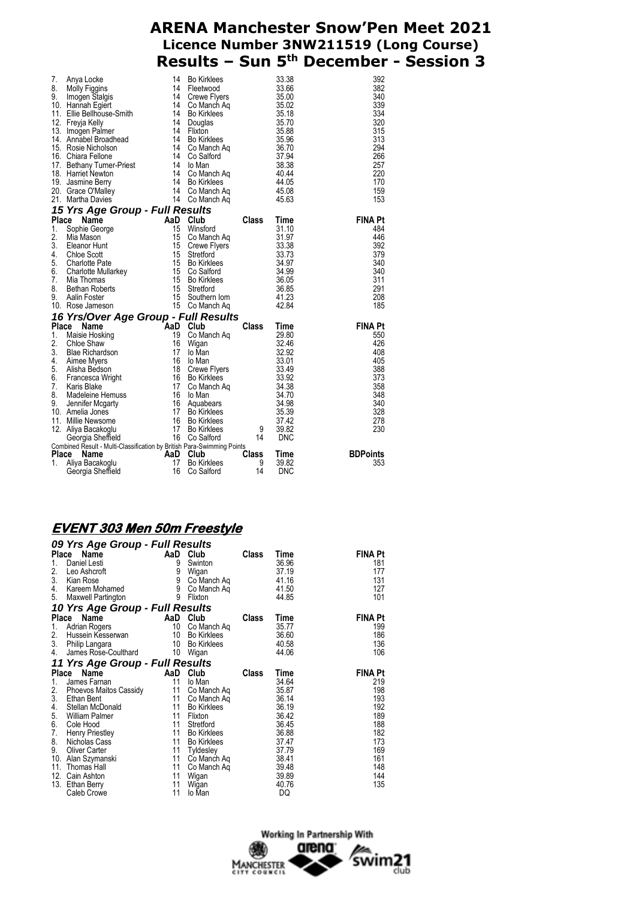# ARENA Manchester Snow'Pen Meet 2021

**Licence Number 3NW211519 (Long Course)**

**Results – Sun 5th December - Session 3**

| Place | Name | AaD | Club | Class | Time | FINA Pt |
|---|---|---|---|---|---|---|
| 7. | Anya Locke | 14 | Bo Kirklees | | 33.38 | 392 |
| 8. | Molly Figgins | 14 | Fleetwood | | 33.66 | 382 |
| 9. | Imogen Stalgis | 14 | Crewe Flyers | | 35.00 | 340 |
| 10. | Hannah Egiert | 14 | Co Manch Aq | | 35.02 | 339 |
| 11. | Ellie Bellhouse-Smith | 14 | Bo Kirklees | | 35.18 | 334 |
| 12. | Freyja Kelly | 14 | Douglas | | 35.70 | 320 |
| 13. | Imogen Palmer | 14 | Flixton | | 35.88 | 315 |
| 14. | Annabel Broadhead | 14 | Bo Kirklees | | 35.96 | 313 |
| 15. | Rosie Nicholson | 14 | Co Manch Aq | | 36.70 | 294 |
| 16. | Chiara Fellone | 14 | Co Salford | | 37.94 | 266 |
| 17. | Bethany Turner-Priest | 14 | Io Man | | 38.38 | 257 |
| 18. | Harriet Newton | 14 | Co Manch Aq | | 40.44 | 220 |
| 19. | Jasmine Berry | 14 | Bo Kirklees | | 44.05 | 170 |
| 20. | Grace O'Malley | 14 | Co Manch Aq | | 45.08 | 159 |
| 21. | Martha Davies | 14 | Co Manch Aq | | 45.63 | 153 |

### 15 Yrs Age Group - Full Results

| Place | Name | AaD | Club | Class | Time | FINA Pt |
|---|---|---|---|---|---|---|
| 1. | Sophie George | 15 | Winsford | | 31.10 | 484 |
| 2. | Mia Mason | 15 | Co Manch Aq | | 31.97 | 446 |
| 3. | Eleanor Hunt | 15 | Crewe Flyers | | 33.38 | 392 |
| 4. | Chloe Scott | 15 | Stretford | | 33.73 | 379 |
| 5. | Charlotte Pate | 15 | Bo Kirklees | | 34.97 | 340 |
| 6. | Charlotte Mullarkey | 15 | Co Salford | | 34.99 | 340 |
| 7. | Mia Thomas | 15 | Bo Kirklees | | 36.05 | 311 |
| 8. | Bethan Roberts | 15 | Stretford | | 36.85 | 291 |
| 9. | Aalin Foster | 15 | Southern Iom | | 41.23 | 208 |
| 10. | Rose Jameson | 15 | Co Manch Aq | | 42.84 | 185 |

### 16 Yrs/Over Age Group - Full Results

| Place | Name | AaD | Club | Class | Time | FINA Pt |
|---|---|---|---|---|---|---|
| 1. | Maisie Hosking | 19 | Co Manch Aq | | 29.80 | 550 |
| 2. | Chloe Shaw | 16 | Wigan | | 32.46 | 426 |
| 3. | Blae Richardson | 17 | Io Man | | 32.92 | 408 |
| 4. | Aimee Myers | 16 | Io Man | | 33.01 | 405 |
| 5. | Alisha Bedson | 18 | Crewe Flyers | | 33.49 | 388 |
| 6. | Francesca Wright | 16 | Bo Kirklees | | 33.92 | 373 |
| 7. | Karis Blake | 17 | Co Manch Aq | | 34.38 | 358 |
| 8. | Madeleine Hemuss | 16 | Io Man | | 34.70 | 348 |
| 9. | Jennifer Mcgarty | 16 | Aquabears | | 34.98 | 340 |
| 10. | Amelia Jones | 17 | Bo Kirklees | | 35.39 | 328 |
| 11. | Millie Newsome | 16 | Bo Kirklees | | 37.42 | 278 |
| 12. | Aliya Bacakoglu | 17 | Bo Kirklees | 9 | 39.82 | 230 |
| | Georgia Sheffield | 16 | Co Salford | 14 | DNC | |

Combined Result - Multi-Classification by British Para-Swimming Points

| Place | Name | AaD | Club | Class | Time | BDPoints |
|---|---|---|---|---|---|---|
| 1. | Aliya Bacakoglu | 17 | Bo Kirklees | 9 | 39.82 | 353 |
| | Georgia Sheffield | 16 | Co Salford | 14 | DNC | |

## EVENT 303 Men 50m Freestyle

### 09 Yrs Age Group - Full Results

| Place | Name | AaD | Club | Class | Time | FINA Pt |
|---|---|---|---|---|---|---|
| 1. | Daniel Lesti | 9 | Swinton | | 36.96 | 181 |
| 2. | Leo Ashcroft | 9 | Wigan | | 37.19 | 177 |
| 3. | Kian Rose | 9 | Co Manch Aq | | 41.16 | 131 |
| 4. | Kareem Mohamed | 9 | Co Manch Aq | | 41.50 | 127 |
| 5. | Maxwell Partington | 9 | Flixton | | 44.85 | 101 |

### 10 Yrs Age Group - Full Results

| Place | Name | AaD | Club | Class | Time | FINA Pt |
|---|---|---|---|---|---|---|
| 1. | Adrian Rogers | 10 | Co Manch Aq | | 35.77 | 199 |
| 2. | Hussein Kesserwan | 10 | Bo Kirklees | | 36.60 | 186 |
| 3. | Philip Langara | 10 | Bo Kirklees | | 40.58 | 136 |
| 4. | James Rose-Coulthard | 10 | Wigan | | 44.06 | 106 |

### 11 Yrs Age Group - Full Results

| Place | Name | AaD | Club | Class | Time | FINA Pt |
|---|---|---|---|---|---|---|
| 1. | James Farnan | 11 | Io Man | | 34.64 | 219 |
| 2. | Phoevos Maitos Cassidy | 11 | Co Manch Aq | | 35.87 | 198 |
| 3. | Ethan Bent | 11 | Co Manch Aq | | 36.14 | 193 |
| 4. | Stellan McDonald | 11 | Bo Kirklees | | 36.19 | 192 |
| 5. | William Palmer | 11 | Flixton | | 36.42 | 189 |
| 6. | Cole Hood | 11 | Stretford | | 36.45 | 188 |
| 7. | Henry Priestley | 11 | Bo Kirklees | | 36.88 | 182 |
| 8. | Nicholas Cass | 11 | Bo Kirklees | | 37.47 | 173 |
| 9. | Oliver Carter | 11 | Tyldesley | | 37.79 | 169 |
| 10. | Alan Szymanski | 11 | Co Manch Aq | | 38.41 | 161 |
| 11. | Thomas Hall | 11 | Co Manch Aq | | 39.48 | 148 |
| 12. | Cain Ashton | 11 | Wigan | | 39.89 | 144 |
| 13. | Ethan Berry | 11 | Wigan | | 40.76 | 135 |
| | Caleb Crowe | 11 | Io Man | | DQ | |

Working In Partnership With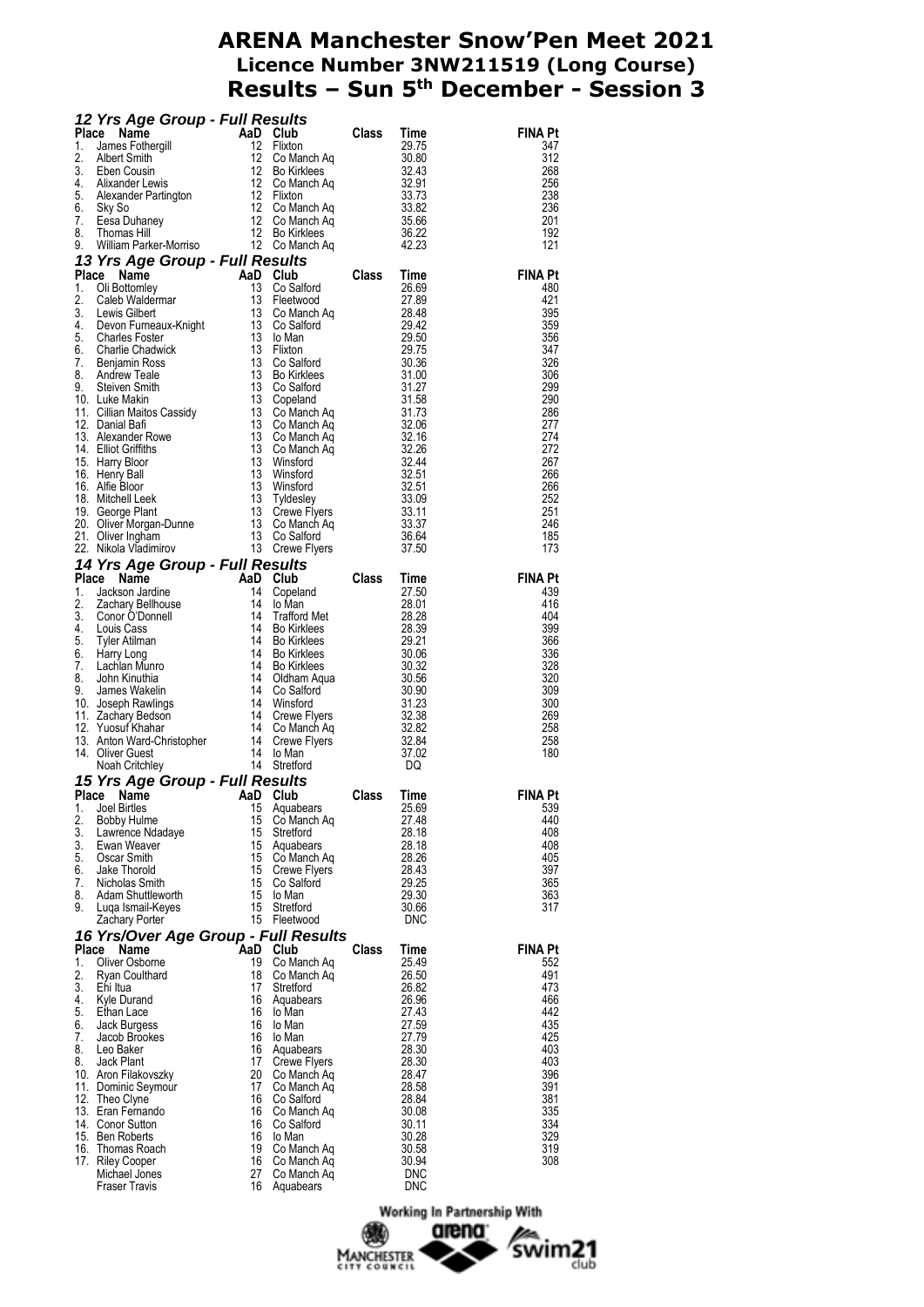# ARENA Manchester Snow'Pen Meet 2021

## Licence Number 3NW211519 (Long Course)

## Results – Sun 5th December - Session 3

### *12 Yrs Age Group - Full Results*

| Place | Name | AaD | Club | Class | Time | FINA Pt |
|---|---|---|---|---|---|---|
| 1. | James Fothergill | 12 | Flixton | | 29.75 | 347 |
| 2. | Albert Smith | 12 | Co Manch Aq | | 30.80 | 312 |
| 3. | Eben Cousin | 12 | Bo Kirklees | | 32.43 | 268 |
| 4. | Alixander Lewis | 12 | Co Manch Aq | | 32.91 | 256 |
| 5. | Alexander Partington | 12 | Flixton | | 33.73 | 238 |
| 6. | Sky So | 12 | Co Manch Aq | | 33.82 | 236 |
| 7. | Eesa Duhaney | 12 | Co Manch Aq | | 35.66 | 201 |
| 8. | Thomas Hill | 12 | Bo Kirklees | | 36.22 | 192 |
| 9. | William Parker-Morriso | 12 | Co Manch Aq | | 42.23 | 121 |

### *13 Yrs Age Group - Full Results*

| Place | Name | AaD | Club | Class | Time | FINA Pt |
|---|---|---|---|---|---|---|
| 1. | Oli Bottomley | 13 | Co Salford | | 26.69 | 480 |
| 2. | Caleb Waldermar | 13 | Fleetwood | | 27.89 | 421 |
| 3. | Lewis Gilbert | 13 | Co Manch Aq | | 28.48 | 395 |
| 4. | Devon Furneaux-Knight | 13 | Co Salford | | 29.42 | 359 |
| 5. | Charles Foster | 13 | Io Man | | 29.50 | 356 |
| 6. | Charlie Chadwick | 13 | Flixton | | 29.75 | 347 |
| 7. | Benjamin Ross | 13 | Co Salford | | 30.36 | 326 |
| 8. | Andrew Teale | 13 | Bo Kirklees | | 31.00 | 306 |
| 9. | Steiven Smith | 13 | Co Salford | | 31.27 | 299 |
| 10. | Luke Makin | 13 | Copeland | | 31.58 | 290 |
| 11. | Cillian Maitos Cassidy | 13 | Co Manch Aq | | 31.73 | 286 |
| 12. | Danial Bafi | 13 | Co Manch Aq | | 32.06 | 277 |
| 13. | Alexander Rowe | 13 | Co Manch Aq | | 32.16 | 274 |
| 14. | Elliot Griffiths | 13 | Co Manch Aq | | 32.26 | 272 |
| 15. | Harry Bloor | 13 | Winsford | | 32.44 | 267 |
| 16. | Henry Ball | 13 | Winsford | | 32.51 | 266 |
| 16. | Alfie Bloor | 13 | Winsford | | 32.51 | 266 |
| 18. | Mitchell Leek | 13 | Tyldesley | | 33.09 | 252 |
| 19. | George Plant | 13 | Crewe Flyers | | 33.11 | 251 |
| 20. | Oliver Morgan-Dunne | 13 | Co Manch Aq | | 33.37 | 246 |
| 21. | Oliver Ingham | 13 | Co Salford | | 36.64 | 185 |
| 22. | Nikola Vladimirov | 13 | Crewe Flyers | | 37.50 | 173 |

### *14 Yrs Age Group - Full Results*

| Place | Name | AaD | Club | Class | Time | FINA Pt |
|---|---|---|---|---|---|---|
| 1. | Jackson Jardine | 14 | Copeland | | 27.50 | 439 |
| 2. | Zachary Bellhouse | 14 | Io Man | | 28.01 | 416 |
| 3. | Conor O'Donnell | 14 | Trafford Met | | 28.28 | 404 |
| 4. | Louis Cass | 14 | Bo Kirklees | | 28.39 | 399 |
| 5. | Tyler Atilman | 14 | Bo Kirklees | | 29.21 | 366 |
| 6. | Harry Long | 14 | Bo Kirklees | | 30.06 | 336 |
| 7. | Lachlan Munro | 14 | Bo Kirklees | | 30.32 | 328 |
| 8. | John Kinuthia | 14 | Oldham Aqua | | 30.56 | 320 |
| 9. | James Wakelin | 14 | Co Salford | | 30.90 | 309 |
| 10. | Joseph Rawlings | 14 | Winsford | | 31.23 | 300 |
| 11. | Zachary Bedson | 14 | Crewe Flyers | | 32.38 | 269 |
| 12. | Yuosuf Khahar | 14 | Co Manch Aq | | 32.82 | 258 |
| 13. | Anton Ward-Christopher | 14 | Crewe Flyers | | 32.84 | 258 |
| 14. | Oliver Guest | 14 | Io Man | | 37.02 | 180 |
| | Noah Critchley | 14 | Stretford | | DQ | |

### *15 Yrs Age Group - Full Results*

| Place | Name | AaD | Club | Class | Time | FINA Pt |
|---|---|---|---|---|---|---|
| 1. | Joel Birtles | 15 | Aquabears | | 25.69 | 539 |
| 2. | Bobby Hulme | 15 | Co Manch Aq | | 27.48 | 440 |
| 3. | Lawrence Ndadaye | 15 | Stretford | | 28.18 | 408 |
| 3. | Ewan Weaver | 15 | Aquabears | | 28.18 | 408 |
| 5. | Oscar Smith | 15 | Co Manch Aq | | 28.26 | 405 |
| 6. | Jake Thorold | 15 | Crewe Flyers | | 28.43 | 397 |
| 7. | Nicholas Smith | 15 | Co Salford | | 29.25 | 365 |
| 8. | Adam Shuttleworth | 15 | Io Man | | 29.30 | 363 |
| 9. | Luqa Ismail-Keyes | 15 | Stretford | | 30.66 | 317 |
| | Zachary Porter | 15 | Fleetwood | | DNC | |

### *16 Yrs/Over Age Group - Full Results*

| Place | Name | AaD | Club | Class | Time | FINA Pt |
|---|---|---|---|---|---|---|
| 1. | Oliver Osborne | 19 | Co Manch Aq | | 25.49 | 552 |
| 2. | Ryan Coulthard | 18 | Co Manch Aq | | 26.50 | 491 |
| 3. | Ehi Itua | 17 | Stretford | | 26.82 | 473 |
| 4. | Kyle Durand | 16 | Aquabears | | 26.96 | 466 |
| 5. | Ethan Lace | 16 | Io Man | | 27.43 | 442 |
| 6. | Jack Burgess | 16 | Io Man | | 27.59 | 435 |
| 7. | Jacob Brookes | 16 | Io Man | | 27.79 | 425 |
| 8. | Leo Baker | 16 | Aquabears | | 28.30 | 403 |
| 8. | Jack Plant | 17 | Crewe Flyers | | 28.30 | 403 |
| 10. | Aron Filakovszky | 20 | Co Manch Aq | | 28.47 | 396 |
| 11. | Dominic Seymour | 17 | Co Manch Aq | | 28.58 | 391 |
| 12. | Theo Clyne | 16 | Co Salford | | 28.84 | 381 |
| 13. | Eran Fernando | 16 | Co Manch Aq | | 30.08 | 335 |
| 14. | Conor Sutton | 16 | Co Salford | | 30.11 | 334 |
| 15. | Ben Roberts | 16 | Io Man | | 30.28 | 329 |
| 16. | Thomas Roach | 19 | Co Manch Aq | | 30.58 | 319 |
| 17. | Riley Cooper | 16 | Co Manch Aq | | 30.94 | 308 |
| | Michael Jones | 27 | Co Manch Aq | | DNC | |
| | Fraser Travis | 16 | Aquabears | | DNC | |

Working In Partnership With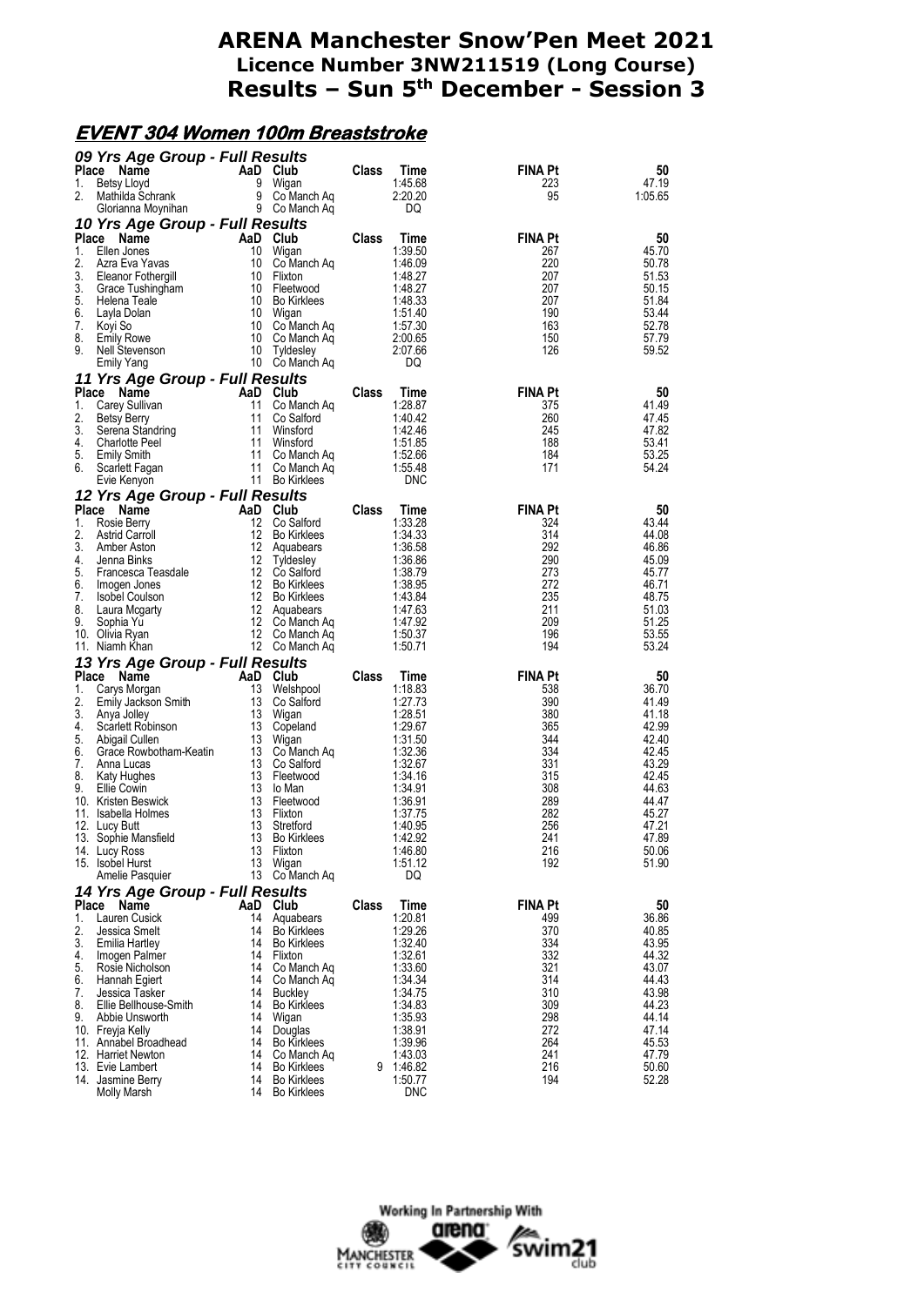# ARENA Manchester Snow'Pen Meet 2021
## Licence Number 3NW211519 (Long Course)
## Results – Sun 5th December - Session 3

### EVENT 304 Women 100m Breaststroke

**09 Yrs Age Group - Full Results**

| Place | Name | AaD | Club | Class | Time | FINA Pt | 50 |
|---|---|---|---|---|---|---|---|
| 1. | Betsy Lloyd | 9 | Wigan | | 1:45.68 | 223 | 47.19 |
| 2. | Mathilda Schrank | 9 | Co Manch Aq | | 2:20.20 | 95 | 1:05.65 |
| | Glorianna Moynihan | 9 | Co Manch Aq | | DQ | | |

**10 Yrs Age Group - Full Results**

| Place | Name | AaD | Club | Class | Time | FINA Pt | 50 |
|---|---|---|---|---|---|---|---|
| 1. | Ellen Jones | 10 | Wigan | | 1:39.50 | 267 | 45.70 |
| 2. | Azra Eva Yavas | 10 | Co Manch Aq | | 1:46.09 | 220 | 50.78 |
| 3. | Eleanor Fothergill | 10 | Flixton | | 1:48.27 | 207 | 51.53 |
| 3. | Grace Tushingham | 10 | Fleetwood | | 1:48.27 | 207 | 50.15 |
| 5. | Helena Teale | 10 | Bo Kirklees | | 1:48.33 | 207 | 51.84 |
| 6. | Layla Dolan | 10 | Wigan | | 1:51.40 | 190 | 53.44 |
| 7. | Koyi So | 10 | Co Manch Aq | | 1:57.30 | 163 | 52.78 |
| 8. | Emily Rowe | 10 | Co Manch Aq | | 2:00.65 | 150 | 57.79 |
| 9. | Nell Stevenson | 10 | Tyldesley | | 2:07.66 | 126 | 59.52 |
| | Emily Yang | 10 | Co Manch Aq | | DQ | | |

**11 Yrs Age Group - Full Results**

| Place | Name | AaD | Club | Class | Time | FINA Pt | 50 |
|---|---|---|---|---|---|---|---|
| 1. | Carey Sullivan | 11 | Co Manch Aq | | 1:28.87 | 375 | 41.49 |
| 2. | Betsy Berry | 11 | Co Salford | | 1:40.42 | 260 | 47.45 |
| 3. | Serena Standring | 11 | Winsford | | 1:42.46 | 245 | 47.82 |
| 4. | Charlotte Peel | 11 | Winsford | | 1:51.85 | 188 | 53.41 |
| 5. | Emily Smith | 11 | Co Manch Aq | | 1:52.66 | 184 | 53.25 |
| 6. | Scarlett Fagan | 11 | Co Manch Aq | | 1:55.48 | 171 | 54.24 |
| | Evie Kenyon | 11 | Bo Kirklees | | DNC | | |

**12 Yrs Age Group - Full Results**

| Place | Name | AaD | Club | Class | Time | FINA Pt | 50 |
|---|---|---|---|---|---|---|---|
| 1. | Rosie Berry | 12 | Co Salford | | 1:33.28 | 324 | 43.44 |
| 2. | Astrid Carroll | 12 | Bo Kirklees | | 1:34.33 | 314 | 44.08 |
| 3. | Amber Aston | 12 | Aquabears | | 1:36.58 | 292 | 46.86 |
| 4. | Jenna Binks | 12 | Tyldesley | | 1:36.86 | 290 | 45.09 |
| 5. | Francesca Teasdale | 12 | Co Salford | | 1:38.79 | 273 | 45.77 |
| 6. | Imogen Jones | 12 | Bo Kirklees | | 1:38.95 | 272 | 46.71 |
| 7. | Isobel Coulson | 12 | Bo Kirklees | | 1:43.84 | 235 | 48.75 |
| 8. | Laura Mcgarty | 12 | Aquabears | | 1:47.63 | 211 | 51.03 |
| 9. | Sophia Yu | 12 | Co Manch Aq | | 1:47.92 | 209 | 51.25 |
| 10. | Olivia Ryan | 12 | Co Manch Aq | | 1:50.37 | 196 | 53.55 |
| 11. | Niamh Khan | 12 | Co Manch Aq | | 1:50.71 | 194 | 53.24 |

**13 Yrs Age Group - Full Results**

| Place | Name | AaD | Club | Class | Time | FINA Pt | 50 |
|---|---|---|---|---|---|---|---|
| 1. | Carys Morgan | 13 | Welshpool | | 1:18.83 | 538 | 36.70 |
| 2. | Emily Jackson Smith | 13 | Co Salford | | 1:27.73 | 390 | 41.49 |
| 3. | Anya Jolley | 13 | Wigan | | 1:28.51 | 380 | 41.18 |
| 4. | Scarlett Robinson | 13 | Copeland | | 1:29.67 | 365 | 42.99 |
| 5. | Abigail Cullen | 13 | Wigan | | 1:31.50 | 344 | 42.40 |
| 6. | Grace Rowbotham-Keatin | 13 | Co Manch Aq | | 1:32.36 | 334 | 42.45 |
| 7. | Anna Lucas | 13 | Co Salford | | 1:32.67 | 331 | 43.29 |
| 8. | Katy Hughes | 13 | Fleetwood | | 1:34.16 | 315 | 42.45 |
| 9. | Ellie Cowin | 13 | Io Man | | 1:34.91 | 308 | 44.63 |
| 10. | Kristen Beswick | 13 | Fleetwood | | 1:36.91 | 289 | 44.47 |
| 11. | Isabella Holmes | 13 | Flixton | | 1:37.75 | 282 | 45.27 |
| 12. | Lucy Butt | 13 | Stretford | | 1:40.95 | 256 | 47.21 |
| 13. | Sophie Mansfield | 13 | Bo Kirklees | | 1:42.92 | 241 | 47.89 |
| 14. | Lucy Ross | 13 | Flixton | | 1:46.80 | 216 | 50.06 |
| 15. | Isobel Hurst | 13 | Wigan | | 1:51.12 | 192 | 51.90 |
| | Amelie Pasquier | 13 | Co Manch Aq | | DQ | | |

**14 Yrs Age Group - Full Results**

| Place | Name | AaD | Club | Class | Time | FINA Pt | 50 |
|---|---|---|---|---|---|---|---|
| 1. | Lauren Cusick | 14 | Aquabears | | 1:20.81 | 499 | 36.86 |
| 2. | Jessica Smelt | 14 | Bo Kirklees | | 1:29.26 | 370 | 40.85 |
| 3. | Emilia Hartley | 14 | Bo Kirklees | | 1:32.40 | 334 | 43.95 |
| 4. | Imogen Palmer | 14 | Flixton | | 1:32.61 | 332 | 44.32 |
| 5. | Rosie Nicholson | 14 | Co Manch Aq | | 1:33.60 | 321 | 43.07 |
| 6. | Hannah Egiert | 14 | Co Manch Aq | | 1:34.34 | 314 | 44.43 |
| 7. | Jessica Tasker | 14 | Buckley | | 1:34.75 | 310 | 43.98 |
| 8. | Ellie Bellhouse-Smith | 14 | Bo Kirklees | | 1:34.83 | 309 | 44.23 |
| 9. | Abbie Unsworth | 14 | Wigan | | 1:35.93 | 298 | 44.14 |
| 10. | Freyja Kelly | 14 | Douglas | | 1:38.91 | 272 | 47.14 |
| 11. | Annabel Broadhead | 14 | Bo Kirklees | | 1:39.96 | 264 | 45.53 |
| 12. | Harriet Newton | 14 | Co Manch Aq | | 1:43.03 | 241 | 47.79 |
| 13. | Evie Lambert | 14 | Bo Kirklees | 9 | 1:46.82 | 216 | 50.60 |
| 14. | Jasmine Berry | 14 | Bo Kirklees | | 1:50.77 | 194 | 52.28 |
| | Molly Marsh | 14 | Bo Kirklees | | DNC | | |

Working In Partnership With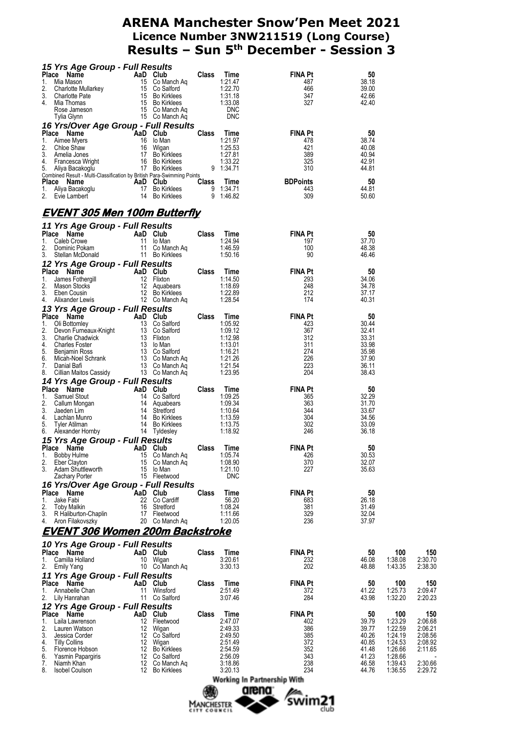# ARENA Manchester Snow'Pen Meet 2021
## Licence Number 3NW211519 (Long Course)
## Results – Sun 5th December - Session 3

### *15 Yrs Age Group - Full Results*

| Place | Name | AaD | Club | Class | Time | FINA Pt | 50 |
|---|---|---|---|---|---|---|---|
| 1. | Mia Mason | 15 | Co Manch Aq | | 1:21.47 | 487 | 38.18 |
| 2. | Charlotte Mullarkey | 15 | Co Salford | | 1:22.70 | 466 | 39.00 |
| 3. | Charlotte Pate | 15 | Bo Kirklees | | 1:31.18 | 347 | 42.66 |
| 4. | Mia Thomas | 15 | Bo Kirklees | | 1:33.08 | 327 | 42.40 |
| | Rose Jameson | 15 | Co Manch Aq | | DNC | | |
| | Tylia Glynn | 15 | Co Manch Aq | | DNC | | |

### *16 Yrs/Over Age Group - Full Results*

| Place | Name | AaD | Club | Class | Time | FINA Pt | 50 |
|---|---|---|---|---|---|---|---|
| 1. | Aimee Myers | 16 | Io Man | | 1:21.97 | 478 | 38.74 |
| 2. | Chloe Shaw | 16 | Wigan | | 1:25.53 | 421 | 40.08 |
| 3. | Amelia Jones | 17 | Bo Kirklees | | 1:27.81 | 389 | 40.94 |
| 4. | Francesca Wright | 16 | Bo Kirklees | | 1:33.22 | 325 | 42.91 |
| 5. | Aliya Bacakoglu | 17 | Bo Kirklees | 9 | 1:34.71 | 310 | 44.81 |

Combined Result - Multi-Classification by British Para-Swimming Points

| Place | Name | AaD | Club | Class | Time | BDPoints | 50 |
|---|---|---|---|---|---|---|---|
| 1. | Aliya Bacakoglu | 17 | Bo Kirklees | 9 | 1:34.71 | 443 | 44.81 |
| 2. | Evie Lambert | 14 | Bo Kirklees | 9 | 1:46.82 | 309 | 50.60 |

## EVENT 305 Men 100m Butterfly

### *11 Yrs Age Group - Full Results*

| Place | Name | AaD | Club | Class | Time | FINA Pt | 50 |
|---|---|---|---|---|---|---|---|
| 1. | Caleb Crowe | 11 | Io Man | | 1:24.94 | 197 | 37.70 |
| 2. | Dominic Pokam | 11 | Co Manch Aq | | 1:46.59 | 100 | 48.38 |
| 3. | Stellan McDonald | 11 | Bo Kirklees | | 1:50.16 | 90 | 46.46 |

### *12 Yrs Age Group - Full Results*

| Place | Name | AaD | Club | Class | Time | FINA Pt | 50 |
|---|---|---|---|---|---|---|---|
| 1. | James Fothergill | 12 | Flixton | | 1:14.50 | 293 | 34.06 |
| 2. | Mason Stocks | 12 | Aquabears | | 1:18.69 | 248 | 34.78 |
| 3. | Eben Cousin | 12 | Bo Kirklees | | 1:22.89 | 212 | 37.17 |
| 4. | Alixander Lewis | 12 | Co Manch Aq | | 1:28.54 | 174 | 40.31 |

### *13 Yrs Age Group - Full Results*

| Place | Name | AaD | Club | Class | Time | FINA Pt | 50 |
|---|---|---|---|---|---|---|---|
| 1. | Oli Bottomley | 13 | Co Salford | | 1:05.92 | 423 | 30.44 |
| 2. | Devon Furneaux-Knight | 13 | Co Salford | | 1:09.12 | 367 | 32.41 |
| 3. | Charlie Chadwick | 13 | Flixton | | 1:12.98 | 312 | 33.31 |
| 4. | Charles Foster | 13 | Io Man | | 1:13.01 | 311 | 33.98 |
| 5. | Benjamin Ross | 13 | Co Salford | | 1:16.21 | 274 | 35.98 |
| 6. | Micah-Noel Schrank | 13 | Co Manch Aq | | 1:21.26 | 226 | 37.90 |
| 7. | Danial Bafi | 13 | Co Manch Aq | | 1:21.54 | 223 | 36.11 |
| 8. | Cillian Maitos Cassidy | 13 | Co Manch Aq | | 1:23.95 | 204 | 38.43 |

### *14 Yrs Age Group - Full Results*

| Place | Name | AaD | Club | Class | Time | FINA Pt | 50 |
|---|---|---|---|---|---|---|---|
| 1. | Samuel Stout | 14 | Co Salford | | 1:09.25 | 365 | 32.29 |
| 2. | Callum Mongan | 14 | Aquabears | | 1:09.34 | 363 | 31.70 |
| 3. | Jaeden Lim | 14 | Stretford | | 1:10.64 | 344 | 33.67 |
| 4. | Lachlan Munro | 14 | Bo Kirklees | | 1:13.59 | 304 | 34.56 |
| 5. | Tyler Atilman | 14 | Bo Kirklees | | 1:13.75 | 302 | 33.09 |
| 6. | Alexander Hornby | 14 | Tyldesley | | 1:18.92 | 246 | 36.18 |

### *15 Yrs Age Group - Full Results*

| Place | Name | AaD | Club | Class | Time | FINA Pt | 50 |
|---|---|---|---|---|---|---|---|
| 1. | Bobby Hulme | 15 | Co Manch Aq | | 1:05.74 | 426 | 30.53 |
| 2. | Eber Clayton | 15 | Co Manch Aq | | 1:08.90 | 370 | 32.07 |
| 3. | Adam Shuttleworth | 15 | Io Man | | 1:21.10 | 227 | 35.63 |
| | Zachary Porter | 15 | Fleetwood | | DNC | | |

### *16 Yrs/Over Age Group - Full Results*

| Place | Name | AaD | Club | Class | Time | FINA Pt | 50 |
|---|---|---|---|---|---|---|---|
| 1. | Jake Fabi | 22 | Co Cardiff | | 56.20 | 683 | 26.18 |
| 2. | Toby Malkin | 16 | Stretford | | 1:08.24 | 381 | 31.49 |
| 3. | R Haliburton-Chaplin | 17 | Fleetwood | | 1:11.66 | 329 | 32.04 |
| 4. | Aron Filakovszky | 20 | Co Manch Aq | | 1:20.05 | 236 | 37.97 |

## EVENT 306 Women 200m Backstroke

### *10 Yrs Age Group - Full Results*

| Place | Name | AaD | Club | Class | Time | FINA Pt | 50 | 100 | 150 |
|---|---|---|---|---|---|---|---|---|---|
| 1. | Camilla Holland | 10 | Wigan | | 3:20.61 | 232 | 46.08 | 1:38.08 | 2:30.70 |
| 2. | Emily Yang | 10 | Co Manch Aq | | 3:30.13 | 202 | 48.88 | 1:43.35 | 2:38.30 |

### *11 Yrs Age Group - Full Results*

| Place | Name | AaD | Club | Class | Time | FINA Pt | 50 | 100 | 150 |
|---|---|---|---|---|---|---|---|---|---|
| 1. | Annabelle Chan | 11 | Winsford | | 2:51.49 | 372 | 41.22 | 1:25.73 | 2:09.47 |
| 2. | Lily Hanrahan | 11 | Co Salford | | 3:07.46 | 284 | 43.98 | 1:32.20 | 2:20.23 |

### *12 Yrs Age Group - Full Results*

| Place | Name | AaD | Club | Class | Time | FINA Pt | 50 | 100 | 150 |
|---|---|---|---|---|---|---|---|---|---|
| 1. | Laila Lawrenson | 12 | Fleetwood | | 2:47.07 | 402 | 39.79 | 1:23.29 | 2:06.68 |
| 2. | Lauren Watson | 12 | Wigan | | 2:49.33 | 386 | 39.77 | 1:22.59 | 2:06.21 |
| 3. | Jessica Corder | 12 | Co Salford | | 2:49.50 | 385 | 40.26 | 1:24.19 | 2:08.56 |
| 4. | Tilly Collins | 12 | Wigan | | 2:51.49 | 372 | 40.85 | 1:24.53 | 2:08.92 |
| 5. | Florence Hobson | 12 | Bo Kirklees | | 2:54.59 | 352 | 41.48 | 1:26.66 | 2:11.65 |
| 6. | Yasmin Papargiris | 12 | Co Salford | | 2:56.09 | 343 | 41.23 | 1:28.66 | - |
| 7. | Niamh Khan | 12 | Co Manch Aq | | 3:18.86 | 238 | 46.58 | 1:39.43 | 2:30.66 |
| 8. | Isobel Coulson | 12 | Bo Kirklees | | 3:20.13 | 234 | 44.76 | 1:36.55 | 2:29.72 |

Working In Partnership With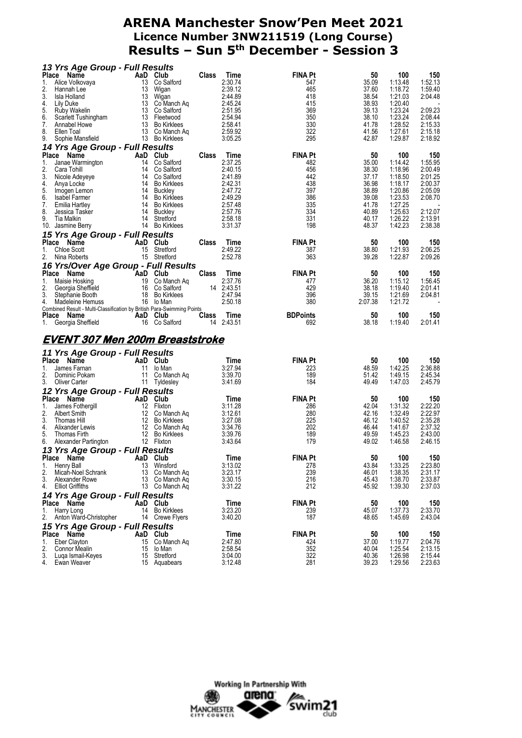# ARENA Manchester Snow'Pen Meet 2021
## Licence Number 3NW211519 (Long Course)
## Results – Sun 5th December - Session 3

### 13 Yrs Age Group - Full Results

| Place | Name | AaD | Club | Class | Time | FINA Pt | 50 | 100 | 150 |
|---|---|---|---|---|---|---|---|---|---|
| 1. | Alice Volkovaya | 13 | Co Salford | | 2:30.74 | 547 | 35.09 | 1:13.48 | 1:52.13 |
| 2. | Hannah Lee | 13 | Wigan | | 2:39.12 | 465 | 37.60 | 1:18.72 | 1:59.40 |
| 3. | Isla Holland | 13 | Wigan | | 2:44.89 | 418 | 38.54 | 1:21.03 | 2:04.48 |
| 4. | Lily Duke | 13 | Co Manch Aq | | 2:45.24 | 415 | 38.93 | 1:20.40 | - |
| 5. | Ruby Wakelin | 13 | Co Salford | | 2:51.95 | 369 | 39.13 | 1:23.24 | 2:09.23 |
| 6. | Scarlett Tushingham | 13 | Fleetwood | | 2:54.94 | 350 | 38.10 | 1:23.24 | 2:08.44 |
| 7. | Annabel Howe | 13 | Bo Kirklees | | 2:58.41 | 330 | 41.78 | 1:28.52 | 2:15.33 |
| 8. | Ellen Toal | 13 | Co Manch Aq | | 2:59.92 | 322 | 41.56 | 1:27.61 | 2:15.18 |
| 9. | Sophie Mansfield | 13 | Bo Kirklees | | 3:05.25 | 295 | 42.87 | 1:29.87 | 2:18.92 |

### 14 Yrs Age Group - Full Results

| Place | Name | AaD | Club | Class | Time | FINA Pt | 50 | 100 | 150 |
|---|---|---|---|---|---|---|---|---|---|
| 1. | Janae Warmington | 14 | Co Salford | | 2:37.25 | 482 | 35.00 | 1:14.42 | 1:55.95 |
| 2. | Cara Tohill | 14 | Co Salford | | 2:40.15 | 456 | 38.30 | 1:18.96 | 2:00.49 |
| 3. | Nicole Adeyeye | 14 | Co Salford | | 2:41.89 | 442 | 37.17 | 1:18.50 | 2:01.25 |
| 4. | Anya Locke | 14 | Bo Kirklees | | 2:42.31 | 438 | 36.98 | 1:18.17 | 2:00.37 |
| 5. | Imogen Lemon | 14 | Buckley | | 2:47.72 | 397 | 38.89 | 1:20.86 | 2:05.09 |
| 6. | Isabel Farmer | 14 | Bo Kirklees | | 2:49.29 | 386 | 39.08 | 1:23.53 | 2:08.70 |
| 7. | Emilia Hartley | 14 | Bo Kirklees | | 2:57.48 | 335 | 41.78 | 1:27.25 | - |
| 8. | Jessica Tasker | 14 | Buckley | | 2:57.76 | 334 | 40.89 | 1:25.63 | 2:12.07 |
| 9. | Tia Malkin | 14 | Stretford | | 2:58.18 | 331 | 40.17 | 1:26.22 | 2:13.91 |
| 10. | Jasmine Berry | 14 | Bo Kirklees | | 3:31.37 | 198 | 48.37 | 1:42.23 | 2:38.38 |

### 15 Yrs Age Group - Full Results

| Place | Name | AaD | Club | Class | Time | FINA Pt | 50 | 100 | 150 |
|---|---|---|---|---|---|---|---|---|---|
| 1. | Chloe Scott | 15 | Stretford | | 2:49.22 | 387 | 38.80 | 1:21.93 | 2:06.25 |
| 2. | Nina Roberts | 15 | Stretford | | 2:52.78 | 363 | 39.28 | 1:22.87 | 2:09.26 |

### 16 Yrs/Over Age Group - Full Results

| Place | Name | AaD | Club | Class | Time | FINA Pt | 50 | 100 | 150 |
|---|---|---|---|---|---|---|---|---|---|
| 1. | Maisie Hosking | 19 | Co Manch Aq | | 2:37.76 | 477 | 36.20 | 1:15.12 | 1:56.45 |
| 2. | Georgia Sheffield | 16 | Co Salford | 14 | 2:43.51 | 429 | 38.18 | 1:19.40 | 2:01.41 |
| 3. | Stephanie Booth | 18 | Bo Kirklees | | 2:47.94 | 396 | 39.15 | 1:21.69 | 2:04.81 |
| 4. | Madeleine Hemuss | 16 | Io Man | | 2:50.18 | 380 | 2:07.38 | 1:21.72 | - |

Combined Result - Multi-Classification by British Para-Swimming Points

| Place | Name | AaD | Club | Class | Time | BDPoints | 50 | 100 | 150 |
|---|---|---|---|---|---|---|---|---|---|
| 1. | Georgia Sheffield | 16 | Co Salford | 14 | 2:43.51 | 692 | 38.18 | 1:19.40 | 2:01.41 |

## EVENT 307 Men 200m Breaststroke

### 11 Yrs Age Group - Full Results

| Place | Name | AaD | Club | Time | FINA Pt | 50 | 100 | 150 |
|---|---|---|---|---|---|---|---|---|
| 1. | James Farnan | 11 | Io Man | 3:27.94 | 223 | 48.59 | 1:42.25 | 2:36.88 |
| 2. | Dominic Pokam | 11 | Co Manch Aq | 3:39.70 | 189 | 51.42 | 1:49.15 | 2:45.34 |
| 3. | Oliver Carter | 11 | Tyldesley | 3:41.69 | 184 | 49.49 | 1:47.03 | 2:45.79 |

### 12 Yrs Age Group - Full Results

| Place | Name | AaD | Club | Time | FINA Pt | 50 | 100 | 150 |
|---|---|---|---|---|---|---|---|---|
| 1. | James Fothergill | 12 | Flixton | 3:11.28 | 286 | 42.04 | 1:31.32 | 2:22.20 |
| 2. | Albert Smith | 12 | Co Manch Aq | 3:12.61 | 280 | 42.16 | 1:32.49 | 2:22.97 |
| 3. | Thomas Hill | 12 | Bo Kirklees | 3:27.08 | 225 | 46.12 | 1:40.52 | 2:35.28 |
| 4. | Alixander Lewis | 12 | Co Manch Aq | 3:34.76 | 202 | 46.44 | 1:41.67 | 2:37.32 |
| 5. | Thomas Firth | 12 | Bo Kirklees | 3:39.76 | 189 | 49.59 | 1:45.23 | 2:43.00 |
| 6. | Alexander Partington | 12 | Flixton | 3:43.64 | 179 | 49.02 | 1:46.58 | 2:46.15 |

### 13 Yrs Age Group - Full Results

| Place | Name | AaD | Club | Time | FINA Pt | 50 | 100 | 150 |
|---|---|---|---|---|---|---|---|---|
| 1. | Henry Ball | 13 | Winsford | 3:13.02 | 278 | 43.84 | 1:33.25 | 2:23.80 |
| 2. | Micah-Noel Schrank | 13 | Co Manch Aq | 3:23.17 | 239 | 46.01 | 1:38.35 | 2:31.17 |
| 3. | Alexander Rowe | 13 | Co Manch Aq | 3:30.15 | 216 | 45.43 | 1:38.70 | 2:33.87 |
| 4. | Elliot Griffiths | 13 | Co Manch Aq | 3:31.22 | 212 | 45.92 | 1:39.30 | 2:37.03 |

### 14 Yrs Age Group - Full Results

| Place | Name | AaD | Club | Time | FINA Pt | 50 | 100 | 150 |
|---|---|---|---|---|---|---|---|---|
| 1. | Harry Long | 14 | Bo Kirklees | 3:23.20 | 239 | 45.07 | 1:37.73 | 2:33.70 |
| 2. | Anton Ward-Christopher | 14 | Crewe Flyers | 3:40.20 | 187 | 48.65 | 1:45.69 | 2:43.04 |

### 15 Yrs Age Group - Full Results

| Place | Name | AaD | Club | Time | FINA Pt | 50 | 100 | 150 |
|---|---|---|---|---|---|---|---|---|
| 1. | Eber Clayton | 15 | Co Manch Aq | 2:47.80 | 424 | 37.00 | 1:19.77 | 2:04.76 |
| 2. | Connor Mealin | 15 | Io Man | 2:58.54 | 352 | 40.04 | 1:25.54 | 2:13.15 |
| 3. | Luqa Ismail-Keyes | 15 | Stretford | 3:04.00 | 322 | 40.36 | 1:26.98 | 2:15.44 |
| 4. | Ewan Weaver | 15 | Aquabears | 3:12.48 | 281 | 39.23 | 1:29.56 | 2:23.63 |

Working In Partnership With